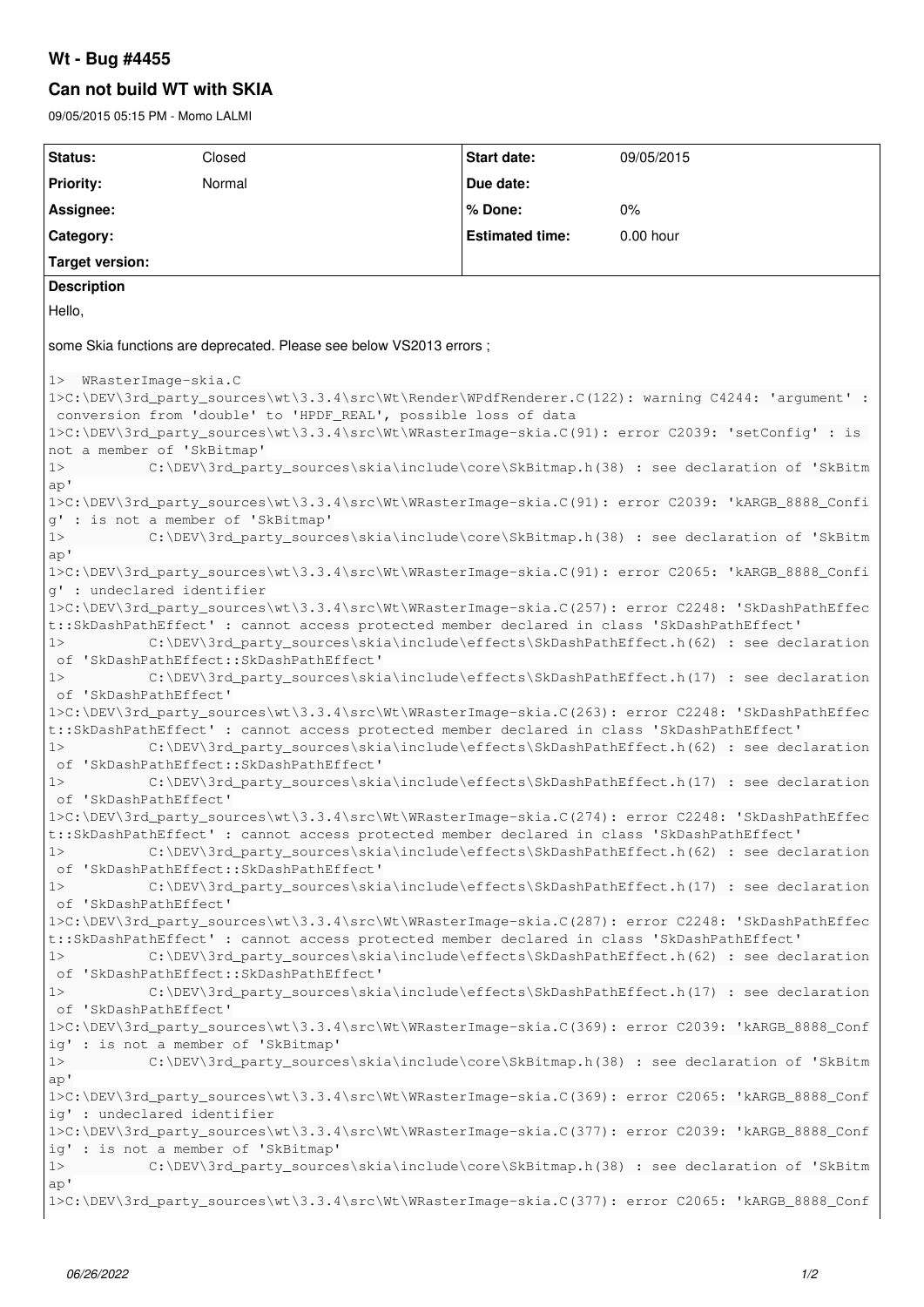# Wt - Bug #4455

## Can not build WT with SKIA

09/05/2015 05:15 PM - Momo LALMI

| Status: | Closed | Start date: | 09/05/2015 |
|---|---|---|---|
| Priority: | Normal | Due date: | |
| Assignee: | | % Done: | 0% |
| Category: | | Estimated time: | 0.00 hour |
| Target version: | | | |

**Description**

Hello,

some Skia functions are deprecated. Please see below VS2013 errors ;

```
1>  WRasterImage-skia.C
1>C:\DEV\3rd_party_sources\wt\3.3.4\src\Wt\Render\WPdfRenderer.C(122): warning C4244: 'argument' :
 conversion from 'double' to 'HPDF_REAL', possible loss of data
1>C:\DEV\3rd_party_sources\wt\3.3.4\src\Wt\WRasterImage-skia.C(91): error C2039: 'setConfig' : is
not a member of 'SkBitmap'
1>          C:\DEV\3rd_party_sources\skia\include\core\SkBitmap.h(38) : see declaration of 'SkBitm
ap'
1>C:\DEV\3rd_party_sources\wt\3.3.4\src\Wt\WRasterImage-skia.C(91): error C2039: 'kARGB_8888_Confi
g' : is not a member of 'SkBitmap'
1>          C:\DEV\3rd_party_sources\skia\include\core\SkBitmap.h(38) : see declaration of 'SkBitm
ap'
1>C:\DEV\3rd_party_sources\wt\3.3.4\src\Wt\WRasterImage-skia.C(91): error C2065: 'kARGB_8888_Confi
g' : undeclared identifier
1>C:\DEV\3rd_party_sources\wt\3.3.4\src\Wt\WRasterImage-skia.C(257): error C2248: 'SkDashPathEffec
t::SkDashPathEffect' : cannot access protected member declared in class 'SkDashPathEffect'
1>          C:\DEV\3rd_party_sources\skia\include\effects\SkDashPathEffect.h(62) : see declaration
 of 'SkDashPathEffect::SkDashPathEffect'
1>          C:\DEV\3rd_party_sources\skia\include\effects\SkDashPathEffect.h(17) : see declaration
 of 'SkDashPathEffect'
1>C:\DEV\3rd_party_sources\wt\3.3.4\src\Wt\WRasterImage-skia.C(263): error C2248: 'SkDashPathEffec
t::SkDashPathEffect' : cannot access protected member declared in class 'SkDashPathEffect'
1>          C:\DEV\3rd_party_sources\skia\include\effects\SkDashPathEffect.h(62) : see declaration
 of 'SkDashPathEffect::SkDashPathEffect'
1>          C:\DEV\3rd_party_sources\skia\include\effects\SkDashPathEffect.h(17) : see declaration
 of 'SkDashPathEffect'
1>C:\DEV\3rd_party_sources\wt\3.3.4\src\Wt\WRasterImage-skia.C(274): error C2248: 'SkDashPathEffec
t::SkDashPathEffect' : cannot access protected member declared in class 'SkDashPathEffect'
1>          C:\DEV\3rd_party_sources\skia\include\effects\SkDashPathEffect.h(62) : see declaration
 of 'SkDashPathEffect::SkDashPathEffect'
1>          C:\DEV\3rd_party_sources\skia\include\effects\SkDashPathEffect.h(17) : see declaration
 of 'SkDashPathEffect'
1>C:\DEV\3rd_party_sources\wt\3.3.4\src\Wt\WRasterImage-skia.C(287): error C2248: 'SkDashPathEffec
t::SkDashPathEffect' : cannot access protected member declared in class 'SkDashPathEffect'
1>          C:\DEV\3rd_party_sources\skia\include\effects\SkDashPathEffect.h(62) : see declaration
 of 'SkDashPathEffect::SkDashPathEffect'
1>          C:\DEV\3rd_party_sources\skia\include\effects\SkDashPathEffect.h(17) : see declaration
 of 'SkDashPathEffect'
1>C:\DEV\3rd_party_sources\wt\3.3.4\src\Wt\WRasterImage-skia.C(369): error C2039: 'kARGB_8888_Conf
ig' : is not a member of 'SkBitmap'
1>          C:\DEV\3rd_party_sources\skia\include\core\SkBitmap.h(38) : see declaration of 'SkBitm
ap'
1>C:\DEV\3rd_party_sources\wt\3.3.4\src\Wt\WRasterImage-skia.C(369): error C2065: 'kARGB_8888_Conf
ig' : undeclared identifier
1>C:\DEV\3rd_party_sources\wt\3.3.4\src\Wt\WRasterImage-skia.C(377): error C2039: 'kARGB_8888_Conf
ig' : is not a member of 'SkBitmap'
1>          C:\DEV\3rd_party_sources\skia\include\core\SkBitmap.h(38) : see declaration of 'SkBitm
ap'
1>C:\DEV\3rd_party_sources\wt\3.3.4\src\Wt\WRasterImage-skia.C(377): error C2065: 'kARGB_8888_Conf
```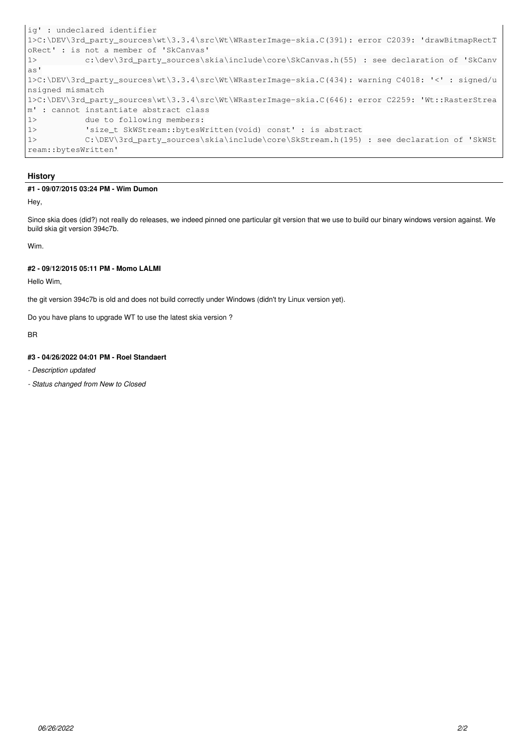```
ig' : undeclared identifier
1>C:\DEV\3rd_party_sources\wt\3.3.4\src\Wt\WRasterImage-skia.C(391): error C2039: 'drawBitmapRectToRect' : is not a member of 'SkCanvas'
1>          c:\dev\3rd_party_sources\skia\include\core\SkCanvas.h(55) : see declaration of 'SkCanvas'
1>C:\DEV\3rd_party_sources\wt\3.3.4\src\Wt\WRasterImage-skia.C(434): warning C4018: '<' : signed/unsigned mismatch
1>C:\DEV\3rd_party_sources\wt\3.3.4\src\Wt\WRasterImage-skia.C(646): error C2259: 'Wt::RasterStream' : cannot instantiate abstract class
1>          due to following members:
1>          'size_t SkWStream::bytesWritten(void) const' : is abstract
1>          C:\DEV\3rd_party_sources\skia\include\core\SkStream.h(195) : see declaration of 'SkWStream::bytesWritten'
```

## History

### #1 - 09/07/2015 03:24 PM - Wim Dumon

Hey,

Since skia does (did?) not really do releases, we indeed pinned one particular git version that we use to build our binary windows version against. We build skia git version 394c7b.

Wim.

### #2 - 09/12/2015 05:11 PM - Momo LALMI

Hello Wim,

the git version 394c7b is old and does not build correctly under Windows (didn't try Linux version yet).

Do you have plans to upgrade WT to use the latest skia version ?

BR

### #3 - 04/26/2022 04:01 PM - Roel Standaert

*- Description updated*

*- Status changed from New to Closed*